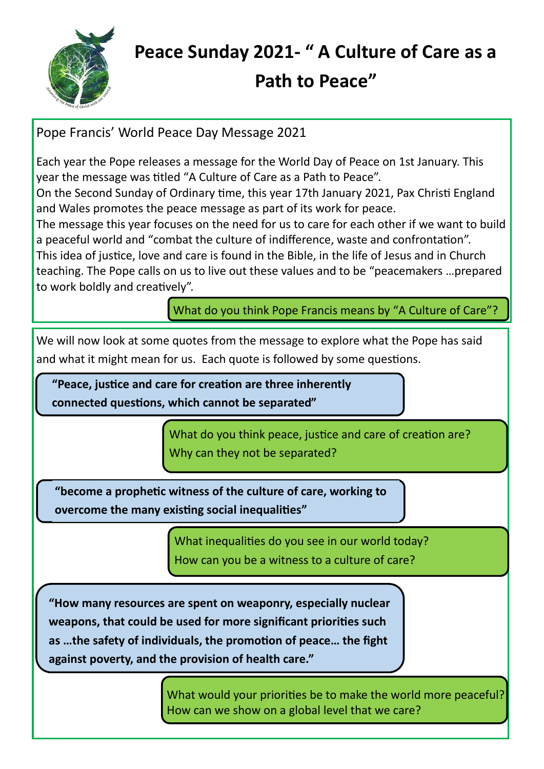# Peace Sunday 2021- " A Culture of Care as a Path to Peace"

## Pope Francis' World Peace Day Message 2021

Each year the Pope releases a message for the World Day of Peace on 1st January. This year the message was titled "A Culture of Care as a Path to Peace".

On the Second Sunday of Ordinary time, this year 17th January 2021, Pax Christi England and Wales promotes the peace message as part of its work for peace.

The message this year focuses on the need for us to care for each other if we want to build a peaceful world and "combat the culture of indifference, waste and confrontation".

This idea of justice, love and care is found in the Bible, in the life of Jesus and in Church teaching. The Pope calls on us to live out these values and to be "peacemakers …prepared to work boldly and creatively".

What do you think Pope Francis means by "A Culture of Care"?

We will now look at some quotes from the message to explore what the Pope has said and what it might mean for us. Each quote is followed by some questions.

**"Peace, justice and care for creation are three inherently connected questions, which cannot be separated"**

What do you think peace, justice and care of creation are?
Why can they not be separated?

**"become a prophetic witness of the culture of care, working to overcome the many existing social inequalities"**

What inequalities do you see in our world today?
How can you be a witness to a culture of care?

**"How many resources are spent on weaponry, especially nuclear weapons, that could be used for more significant priorities such as …the safety of individuals, the promotion of peace… the fight against poverty, and the provision of health care."**

What would your priorities be to make the world more peaceful?
How can we show on a global level that we care?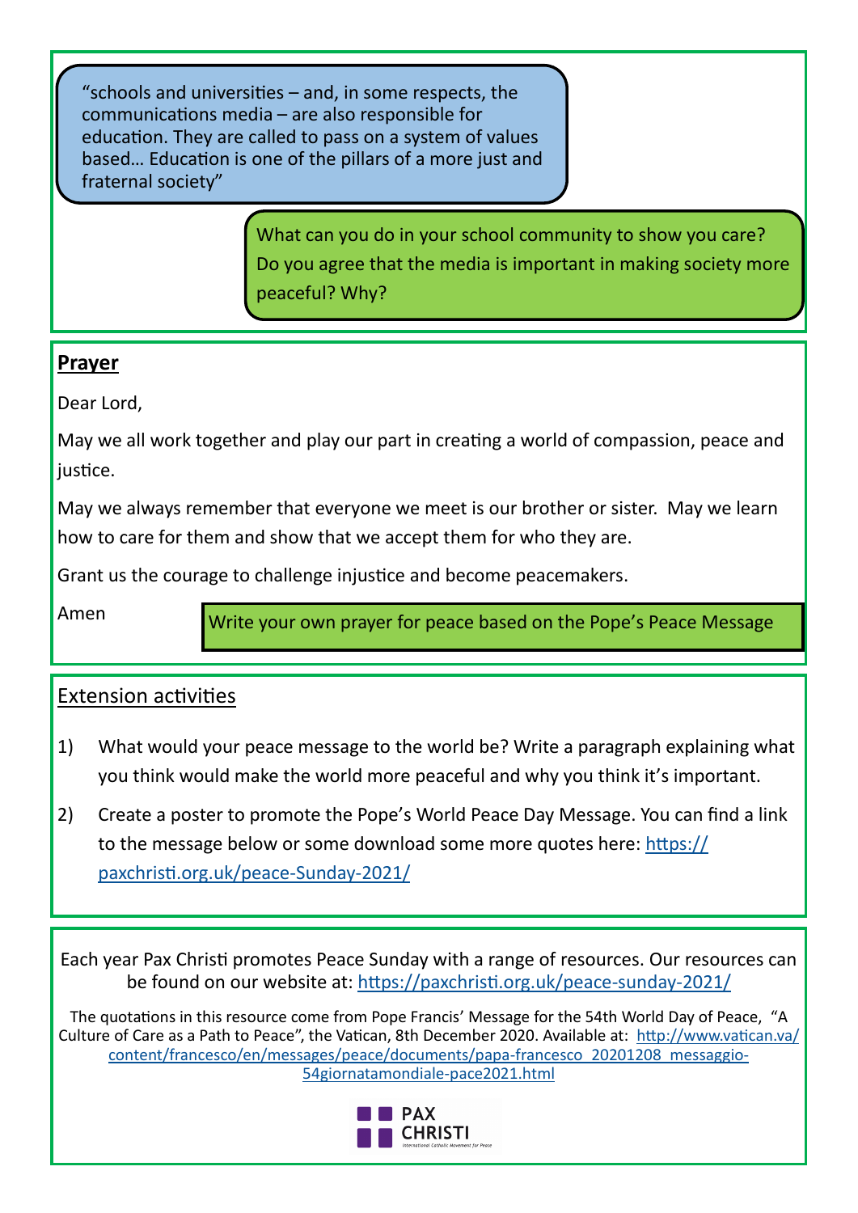"schools and universities – and, in some respects, the communications media – are also responsible for education. They are called to pass on a system of values based… Education is one of the pillars of a more just and fraternal society"

What can you do in your school community to show you care? Do you agree that the media is important in making society more peaceful? Why?

## Prayer

Dear Lord,

May we all work together and play our part in creating a world of compassion, peace and justice.

May we always remember that everyone we meet is our brother or sister. May we learn how to care for them and show that we accept them for who they are.

Grant us the courage to challenge injustice and become peacemakers.

Amen

Write your own prayer for peace based on the Pope's Peace Message

## Extension activities

1) What would your peace message to the world be? Write a paragraph explaining what you think would make the world more peaceful and why you think it's important.
2) Create a poster to promote the Pope's World Peace Day Message. You can find a link to the message below or some download some more quotes here: https://paxchristi.org.uk/peace-Sunday-2021/

Each year Pax Christi promotes Peace Sunday with a range of resources. Our resources can be found on our website at: https://paxchristi.org.uk/peace-sunday-2021/

The quotations in this resource come from Pope Francis' Message for the 54th World Day of Peace, "A Culture of Care as a Path to Peace", the Vatican, 8th December 2020. Available at: http://www.vatican.va/content/francesco/en/messages/peace/documents/papa-francesco_20201208_messaggio-54giornatamondiale-pace2021.html

PAX CHRISTI
International Catholic Movement for Peace